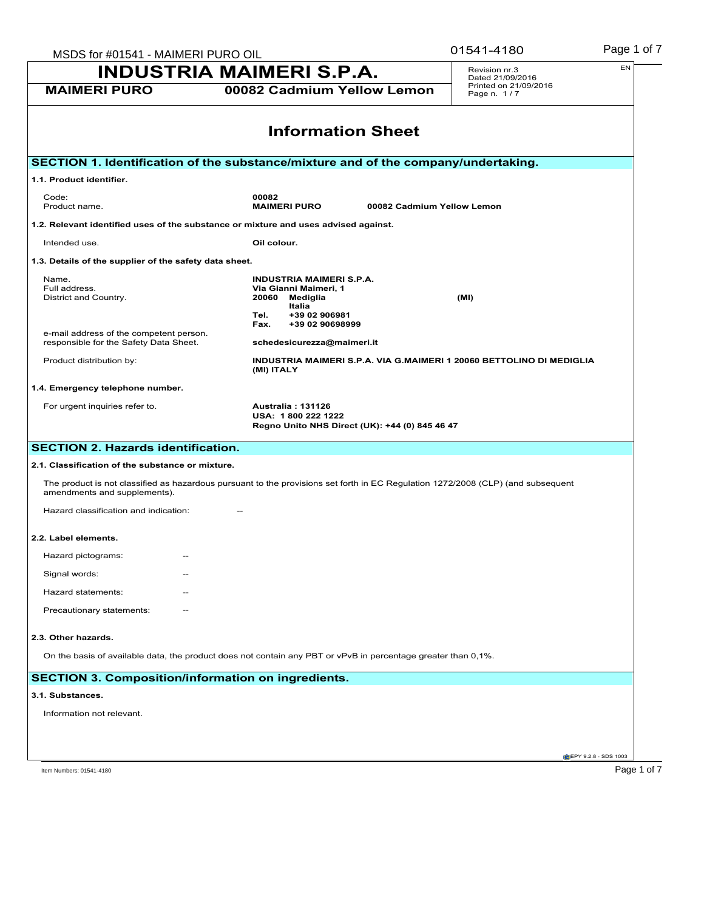# INDUSTRIA MAIMERI S.P.A.

**MAIMERI PURO** **00082 Cadmium Yellow Lemon**

Revision nr.3
Dated 21/09/2016
Printed on 21/09/2016
Page n. 1 / 7

EN

## Information Sheet

## SECTION 1. Identification of the substance/mixture and of the company/undertaking.

### 1.1. Product identifier.

| | |
|---|---|
| Code: | **00082** |
| Product name. | **MAIMERI PURO** **00082 Cadmium Yellow Lemon** |

### 1.2. Relevant identified uses of the substance or mixture and uses advised against.

| | |
|---|---|
| Intended use. | **Oil colour.** |

### 1.3. Details of the supplier of the safety data sheet.

| | |
|---|---|
| Name. | **INDUSTRIA MAIMERI S.P.A.** |
| Full address. | **Via Gianni Maimeri, 1** |
| District and Country. | **20060 Mediglia (MI)** **Italia** |
| | **Tel. +39 02 906981** |
| | **Fax. +39 02 90698999** |
| e-mail address of the competent person. responsible for the Safety Data Sheet. | **schedesicurezza@maimeri.it** |
| Product distribution by: | **INDUSTRIA MAIMERI S.P.A. VIA G.MAIMERI 1 20060 BETTOLINO DI MEDIGLIA (MI) ITALY** |

### 1.4. Emergency telephone number.

| | |
|---|---|
| For urgent inquiries refer to. | **Australia : 131126** **USA: 1 800 222 1222** **Regno Unito NHS Direct (UK): +44 (0) 845 46 47** |

## SECTION 2. Hazards identification.

### 2.1. Classification of the substance or mixture.

The product is not classified as hazardous pursuant to the provisions set forth in EC Regulation 1272/2008 (CLP) (and subsequent amendments and supplements).

Hazard classification and indication: --

### 2.2. Label elements.

Hazard pictograms: --

Signal words: --

Hazard statements: --

Precautionary statements: --

### 2.3. Other hazards.

On the basis of available data, the product does not contain any PBT or vPvB in percentage greater than 0,1%.

## SECTION 3. Composition/information on ingredients.

### 3.1. Substances.

Information not relevant.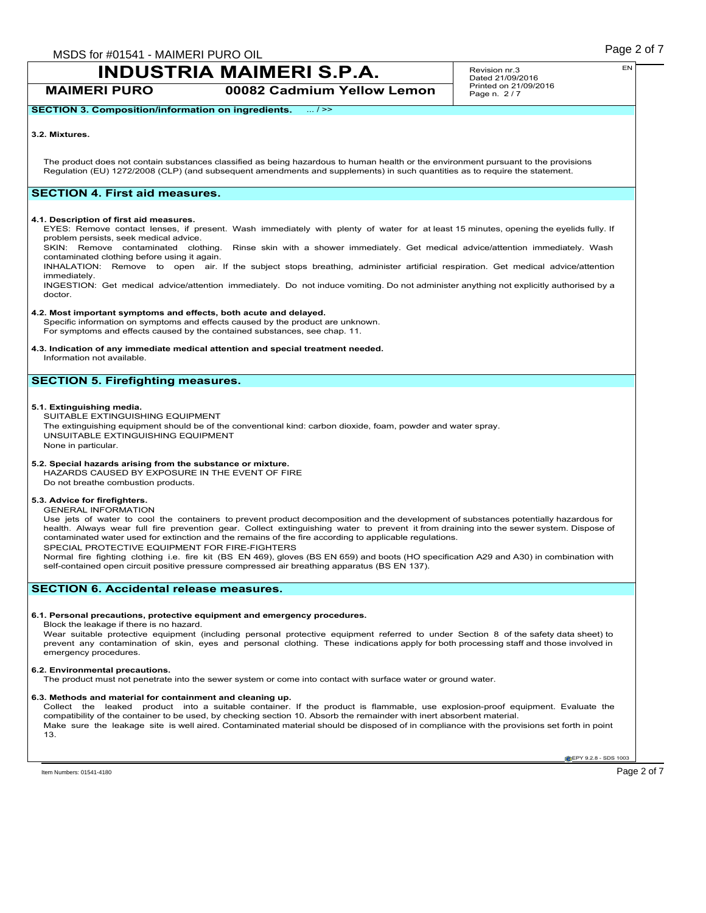## SECTION 3. Composition/information on ingredients. ... / >>

**3.2. Mixtures.**

The product does not contain substances classified as being hazardous to human health or the environment pursuant to the provisions Regulation (EU) 1272/2008 (CLP) (and subsequent amendments and supplements) in such quantities as to require the statement.

## SECTION 4. First aid measures.

**4.1. Description of first aid measures.**

EYES: Remove contact lenses, if present. Wash immediately with plenty of water for at least 15 minutes, opening the eyelids fully. If problem persists, seek medical advice.

SKIN: Remove contaminated clothing. Rinse skin with a shower immediately. Get medical advice/attention immediately. Wash contaminated clothing before using it again.

INHALATION: Remove to open air. If the subject stops breathing, administer artificial respiration. Get medical advice/attention immediately.

INGESTION: Get medical advice/attention immediately. Do not induce vomiting. Do not administer anything not explicitly authorised by a doctor.

**4.2. Most important symptoms and effects, both acute and delayed.**

Specific information on symptoms and effects caused by the product are unknown.
For symptoms and effects caused by the contained substances, see chap. 11.

**4.3. Indication of any immediate medical attention and special treatment needed.**

Information not available.

## SECTION 5. Firefighting measures.

**5.1. Extinguishing media.**

SUITABLE EXTINGUISHING EQUIPMENT
The extinguishing equipment should be of the conventional kind: carbon dioxide, foam, powder and water spray.
UNSUITABLE EXTINGUISHING EQUIPMENT
None in particular.

**5.2. Special hazards arising from the substance or mixture.**

HAZARDS CAUSED BY EXPOSURE IN THE EVENT OF FIRE
Do not breathe combustion products.

**5.3. Advice for firefighters.**

GENERAL INFORMATION
Use jets of water to cool the containers to prevent product decomposition and the development of substances potentially hazardous for health. Always wear full fire prevention gear. Collect extinguishing water to prevent it from draining into the sewer system. Dispose of contaminated water used for extinction and the remains of the fire according to applicable regulations.
SPECIAL PROTECTIVE EQUIPMENT FOR FIRE-FIGHTERS
Normal fire fighting clothing i.e. fire kit (BS EN 469), gloves (BS EN 659) and boots (HO specification A29 and A30) in combination with self-contained open circuit positive pressure compressed air breathing apparatus (BS EN 137).

## SECTION 6. Accidental release measures.

**6.1. Personal precautions, protective equipment and emergency procedures.**

Block the leakage if there is no hazard.
Wear suitable protective equipment (including personal protective equipment referred to under Section 8 of the safety data sheet) to prevent any contamination of skin, eyes and personal clothing. These indications apply for both processing staff and those involved in emergency procedures.

**6.2. Environmental precautions.**

The product must not penetrate into the sewer system or come into contact with surface water or ground water.

**6.3. Methods and material for containment and cleaning up.**

Collect the leaked product into a suitable container. If the product is flammable, use explosion-proof equipment. Evaluate the compatibility of the container to be used, by checking section 10. Absorb the remainder with inert absorbent material.
Make sure the leakage site is well aired. Contaminated material should be disposed of in compliance with the provisions set forth in point 13.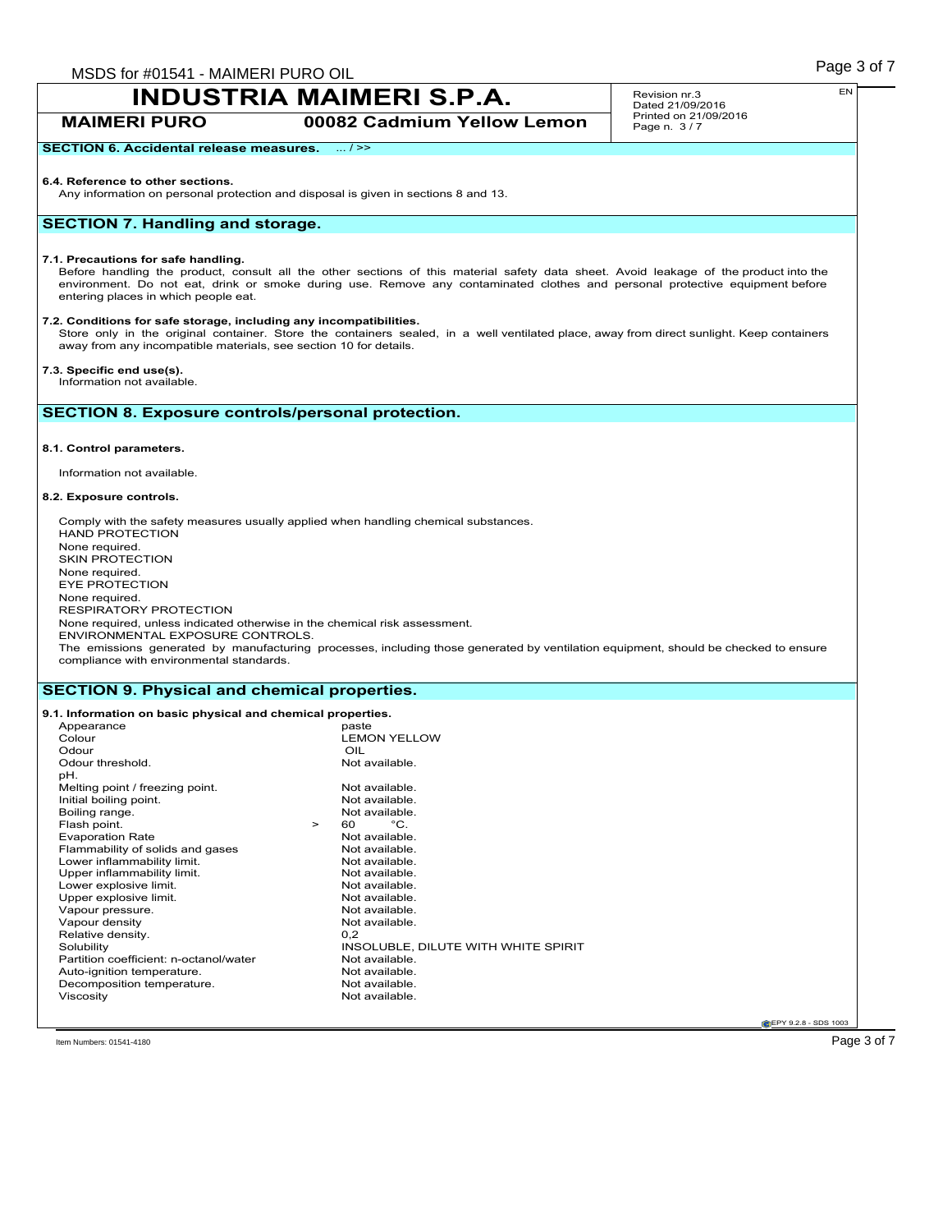**SECTION 6. Accidental release measures.** ... / >>

**6.4. Reference to other sections.**

Any information on personal protection and disposal is given in sections 8 and 13.

## SECTION 7. Handling and storage.

**7.1. Precautions for safe handling.**

Before handling the product, consult all the other sections of this material safety data sheet. Avoid leakage of the product into the environment. Do not eat, drink or smoke during use. Remove any contaminated clothes and personal protective equipment before entering places in which people eat.

**7.2. Conditions for safe storage, including any incompatibilities.**

Store only in the original container. Store the containers sealed, in a well ventilated place, away from direct sunlight. Keep containers away from any incompatible materials, see section 10 for details.

**7.3. Specific end use(s).**

Information not available.

## SECTION 8. Exposure controls/personal protection.

**8.1. Control parameters.**

Information not available.

**8.2. Exposure controls.**

Comply with the safety measures usually applied when handling chemical substances.

HAND PROTECTION

None required.

SKIN PROTECTION

None required.

EYE PROTECTION

None required.

RESPIRATORY PROTECTION

None required, unless indicated otherwise in the chemical risk assessment.

ENVIRONMENTAL EXPOSURE CONTROLS.

The emissions generated by manufacturing processes, including those generated by ventilation equipment, should be checked to ensure compliance with environmental standards.

## SECTION 9. Physical and chemical properties.

**9.1. Information on basic physical and chemical properties.**

| Property | Value |
|---|---|
| Appearance | paste |
| Colour | LEMON YELLOW |
| Odour | OIL |
| Odour threshold. | Not available. |
| pH. | |
| Melting point / freezing point. | Not available. |
| Initial boiling point. | Not available. |
| Boiling range. | Not available. |
| Flash point. | > 60 °C. |
| Evaporation Rate | Not available. |
| Flammability of solids and gases | Not available. |
| Lower inflammability limit. | Not available. |
| Upper inflammability limit. | Not available. |
| Lower explosive limit. | Not available. |
| Upper explosive limit. | Not available. |
| Vapour pressure. | Not available. |
| Vapour density | Not available. |
| Relative density. | 0,2 |
| Solubility | INSOLUBLE, DILUTE WITH WHITE SPIRIT |
| Partition coefficient: n-octanol/water | Not available. |
| Auto-ignition temperature. | Not available. |
| Decomposition temperature. | Not available. |
| Viscosity | Not available. |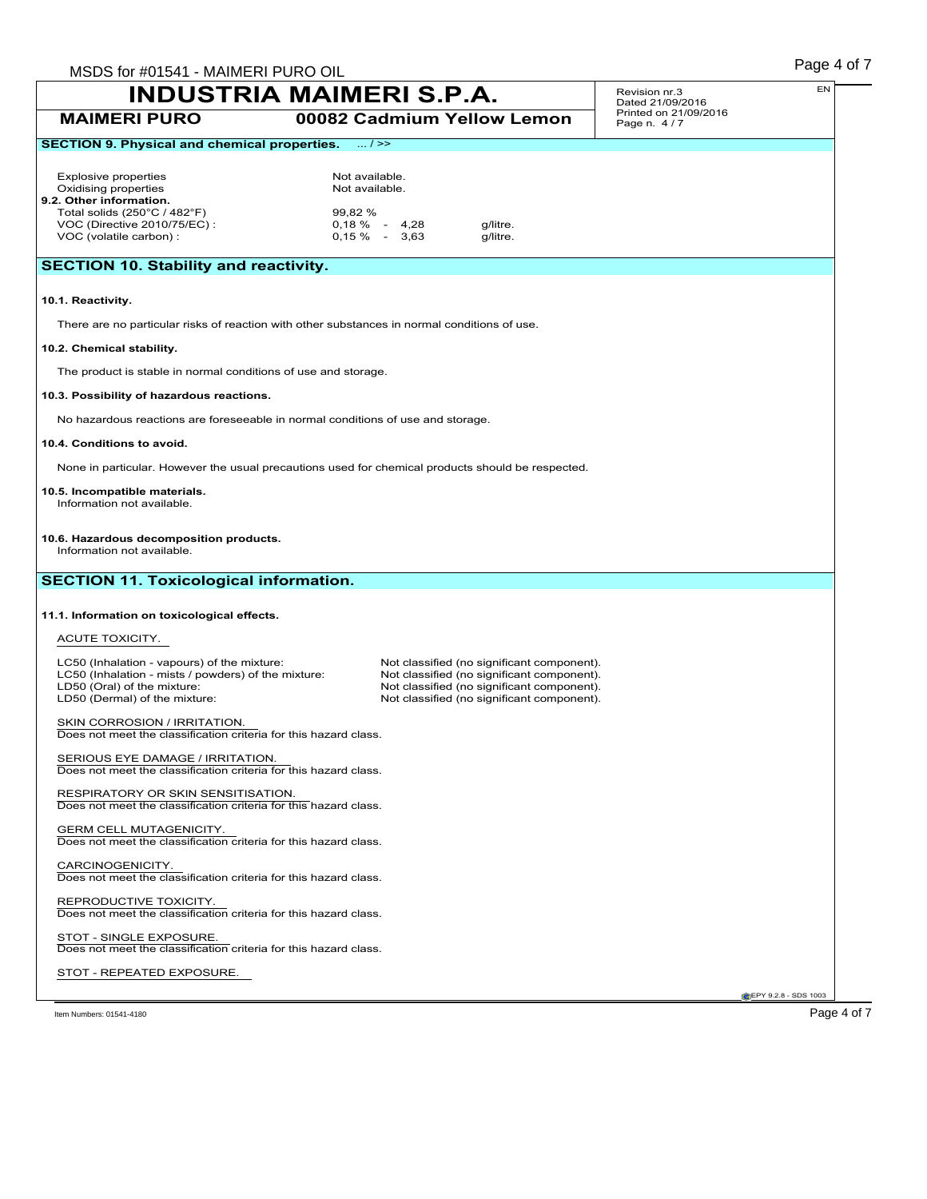**SECTION 9. Physical and chemical properties.** ... / >>

| | | |
|---|---|---|
| Explosive properties | Not available. | |
| Oxidising properties | Not available. | |

**9.2. Other information.**

| | | |
|---|---|---|
| Total solids (250°C / 482°F) | 99,82 % | |
| VOC (Directive 2010/75/EC) : | 0,18 % - 4,28 | g/litre. |
| VOC (volatile carbon) : | 0,15 % - 3,63 | g/litre. |

## SECTION 10. Stability and reactivity.

**10.1. Reactivity.**

There are no particular risks of reaction with other substances in normal conditions of use.

**10.2. Chemical stability.**

The product is stable in normal conditions of use and storage.

**10.3. Possibility of hazardous reactions.**

No hazardous reactions are foreseeable in normal conditions of use and storage.

**10.4. Conditions to avoid.**

None in particular. However the usual precautions used for chemical products should be respected.

**10.5. Incompatible materials.**
Information not available.

**10.6. Hazardous decomposition products.**
Information not available.

## SECTION 11. Toxicological information.

**11.1. Information on toxicological effects.**

ACUTE TOXICITY.

| | |
|---|---|
| LC50 (Inhalation - vapours) of the mixture: | Not classified (no significant component). |
| LC50 (Inhalation - mists / powders) of the mixture: | Not classified (no significant component). |
| LD50 (Oral) of the mixture: | Not classified (no significant component). |
| LD50 (Dermal) of the mixture: | Not classified (no significant component). |

SKIN CORROSION / IRRITATION.
Does not meet the classification criteria for this hazard class.

SERIOUS EYE DAMAGE / IRRITATION.
Does not meet the classification criteria for this hazard class.

RESPIRATORY OR SKIN SENSITISATION.
Does not meet the classification criteria for this hazard class.

GERM CELL MUTAGENICITY.
Does not meet the classification criteria for this hazard class.

CARCINOGENICITY.
Does not meet the classification criteria for this hazard class.

REPRODUCTIVE TOXICITY.
Does not meet the classification criteria for this hazard class.

STOT - SINGLE EXPOSURE.
Does not meet the classification criteria for this hazard class.

STOT - REPEATED EXPOSURE.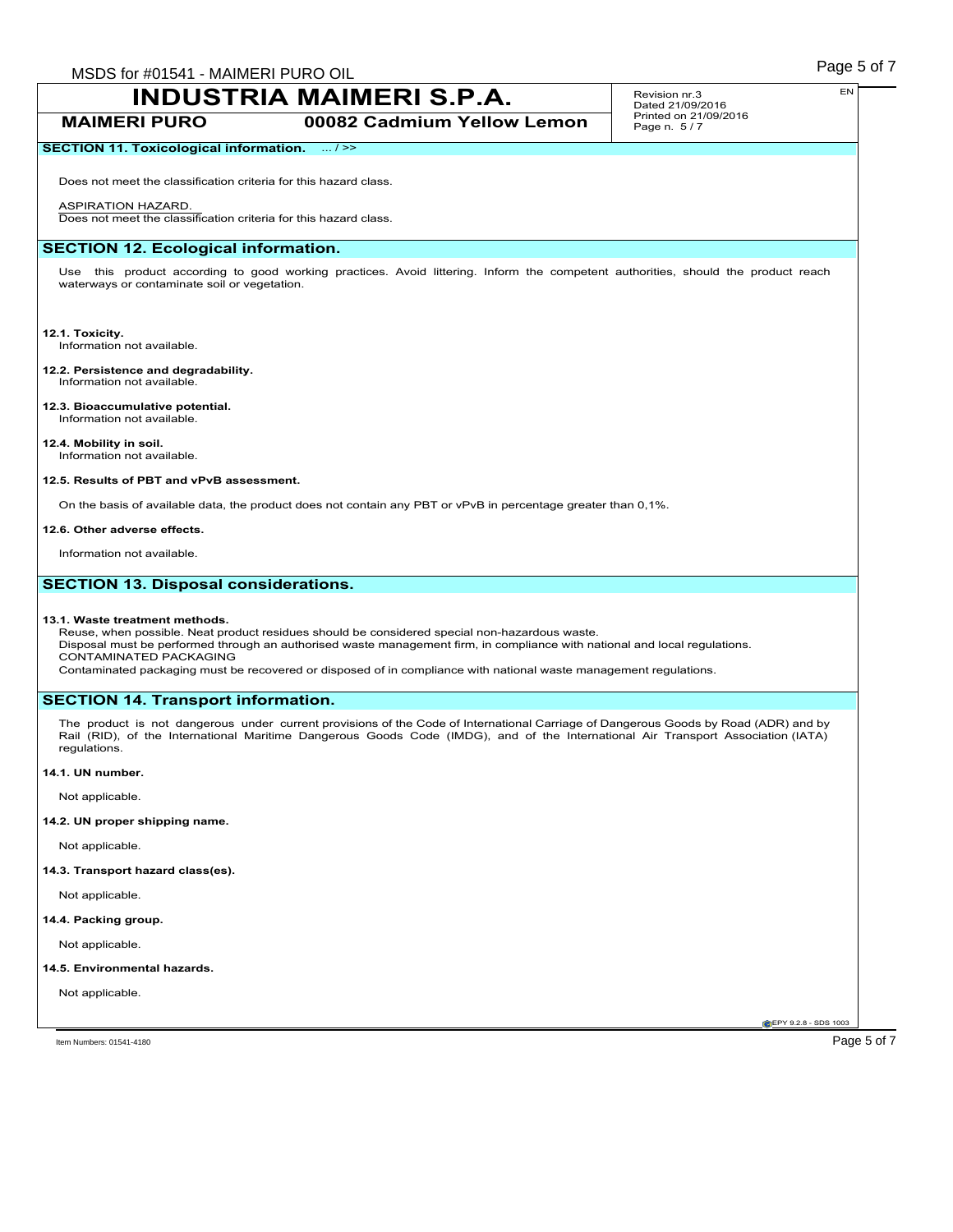## SECTION 11. Toxicological information. ... / >>

Does not meet the classification criteria for this hazard class.

ASPIRATION HAZARD.
Does not meet the classification criteria for this hazard class.

## SECTION 12. Ecological information.

Use this product according to good working practices. Avoid littering. Inform the competent authorities, should the product reach waterways or contaminate soil or vegetation.

**12.1. Toxicity.**
Information not available.

**12.2. Persistence and degradability.**
Information not available.

**12.3. Bioaccumulative potential.**
Information not available.

**12.4. Mobility in soil.**
Information not available.

**12.5. Results of PBT and vPvB assessment.**

On the basis of available data, the product does not contain any PBT or vPvB in percentage greater than 0,1%.

**12.6. Other adverse effects.**

Information not available.

## SECTION 13. Disposal considerations.

**13.1. Waste treatment methods.**
Reuse, when possible. Neat product residues should be considered special non-hazardous waste.
Disposal must be performed through an authorised waste management firm, in compliance with national and local regulations.
CONTAMINATED PACKAGING
Contaminated packaging must be recovered or disposed of in compliance with national waste management regulations.

## SECTION 14. Transport information.

The product is not dangerous under current provisions of the Code of International Carriage of Dangerous Goods by Road (ADR) and by Rail (RID), of the International Maritime Dangerous Goods Code (IMDG), and of the International Air Transport Association (IATA) regulations.

**14.1. UN number.**

Not applicable.

**14.2. UN proper shipping name.**

Not applicable.

**14.3. Transport hazard class(es).**

Not applicable.

**14.4. Packing group.**

Not applicable.

**14.5. Environmental hazards.**

Not applicable.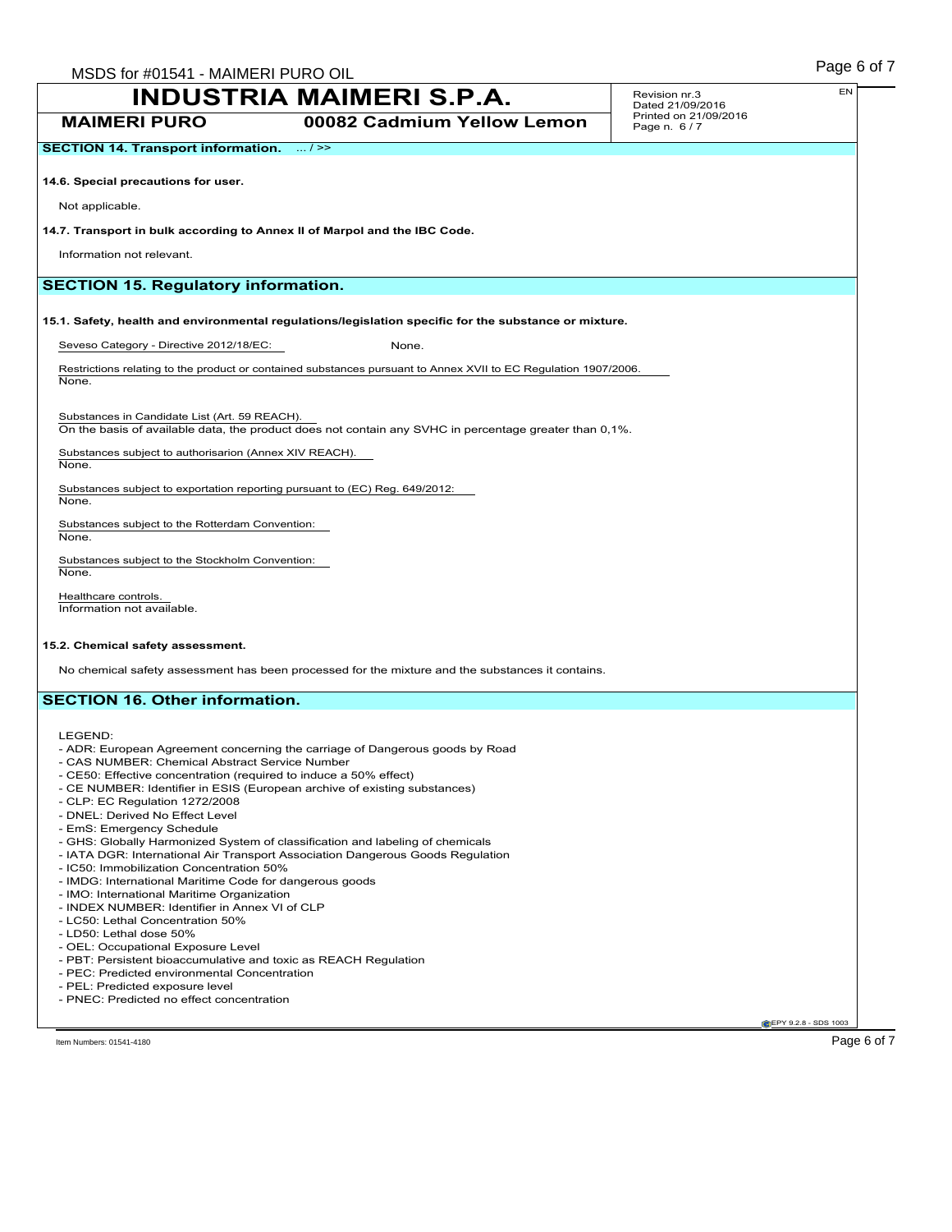**SECTION 14. Transport information.** ... / >>

**14.6. Special precautions for user.**

Not applicable.

**14.7. Transport in bulk according to Annex II of Marpol and the IBC Code.**

Information not relevant.

## SECTION 15. Regulatory information.

**15.1. Safety, health and environmental regulations/legislation specific for the substance or mixture.**

Seveso Category - Directive 2012/18/EC: None.

Restrictions relating to the product or contained substances pursuant to Annex XVII to EC Regulation 1907/2006.
None.

Substances in Candidate List (Art. 59 REACH).
On the basis of available data, the product does not contain any SVHC in percentage greater than 0,1%.

Substances subject to authorisarion (Annex XIV REACH).
None.

Substances subject to exportation reporting pursuant to (EC) Reg. 649/2012:
None.

Substances subject to the Rotterdam Convention:
None.

Substances subject to the Stockholm Convention:
None.

Healthcare controls.
Information not available.

**15.2. Chemical safety assessment.**

No chemical safety assessment has been processed for the mixture and the substances it contains.

## SECTION 16. Other information.

LEGEND:

- ADR: European Agreement concerning the carriage of Dangerous goods by Road
- CAS NUMBER: Chemical Abstract Service Number
- CE50: Effective concentration (required to induce a 50% effect)
- CE NUMBER: Identifier in ESIS (European archive of existing substances)
- CLP: EC Regulation 1272/2008
- DNEL: Derived No Effect Level
- EmS: Emergency Schedule
- GHS: Globally Harmonized System of classification and labeling of chemicals
- IATA DGR: International Air Transport Association Dangerous Goods Regulation
- IC50: Immobilization Concentration 50%
- IMDG: International Maritime Code for dangerous goods
- IMO: International Maritime Organization
- INDEX NUMBER: Identifier in Annex VI of CLP
- LC50: Lethal Concentration 50%
- LD50: Lethal dose 50%
- OEL: Occupational Exposure Level
- PBT: Persistent bioaccumulative and toxic as REACH Regulation
- PEC: Predicted environmental Concentration
- PEL: Predicted exposure level
- PNEC: Predicted no effect concentration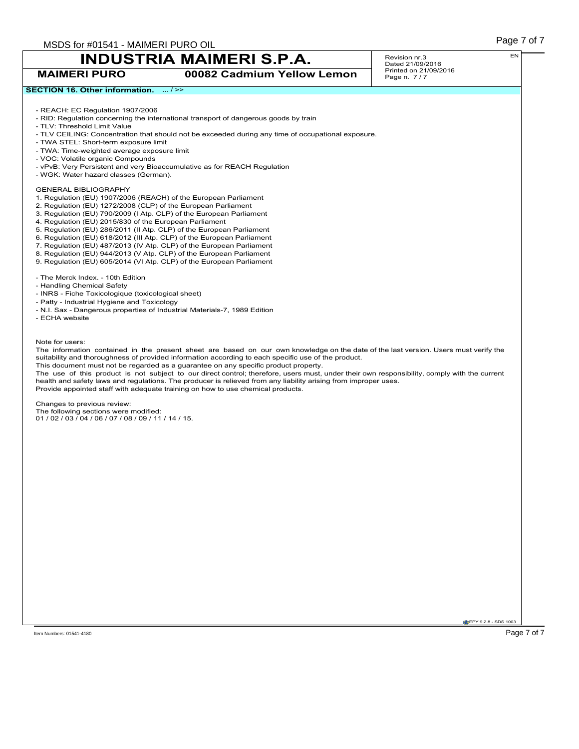**SECTION 16. Other information.** ... / >>

- REACH: EC Regulation 1907/2006
- RID: Regulation concerning the international transport of dangerous goods by train
- TLV: Threshold Limit Value
- TLV CEILING: Concentration that should not be exceeded during any time of occupational exposure.
- TWA STEL: Short-term exposure limit
- TWA: Time-weighted average exposure limit
- VOC: Volatile organic Compounds
- vPvB: Very Persistent and very Bioaccumulative as for REACH Regulation
- WGK: Water hazard classes (German).

GENERAL BIBLIOGRAPHY

1. Regulation (EU) 1907/2006 (REACH) of the European Parliament
2. Regulation (EU) 1272/2008 (CLP) of the European Parliament
3. Regulation (EU) 790/2009 (I Atp. CLP) of the European Parliament
4. Regulation (EU) 2015/830 of the European Parliament
5. Regulation (EU) 286/2011 (II Atp. CLP) of the European Parliament
6. Regulation (EU) 618/2012 (III Atp. CLP) of the European Parliament
7. Regulation (EU) 487/2013 (IV Atp. CLP) of the European Parliament
8. Regulation (EU) 944/2013 (V Atp. CLP) of the European Parliament
9. Regulation (EU) 605/2014 (VI Atp. CLP) of the European Parliament

- The Merck Index. - 10th Edition
- Handling Chemical Safety
- INRS - Fiche Toxicologique (toxicological sheet)
- Patty - Industrial Hygiene and Toxicology
- N.I. Sax - Dangerous properties of Industrial Materials-7, 1989 Edition
- ECHA website

Note for users:

The information contained in the present sheet are based on our own knowledge on the date of the last version. Users must verify the suitability and thoroughness of provided information according to each specific use of the product.
This document must not be regarded as a guarantee on any specific product property.
The use of this product is not subject to our direct control; therefore, users must, under their own responsibility, comply with the current health and safety laws and regulations. The producer is relieved from any liability arising from improper uses.
Provide appointed staff with adequate training on how to use chemical products.

Changes to previous review:
The following sections were modified:
01 / 02 / 03 / 04 / 06 / 07 / 08 / 09 / 11 / 14 / 15.